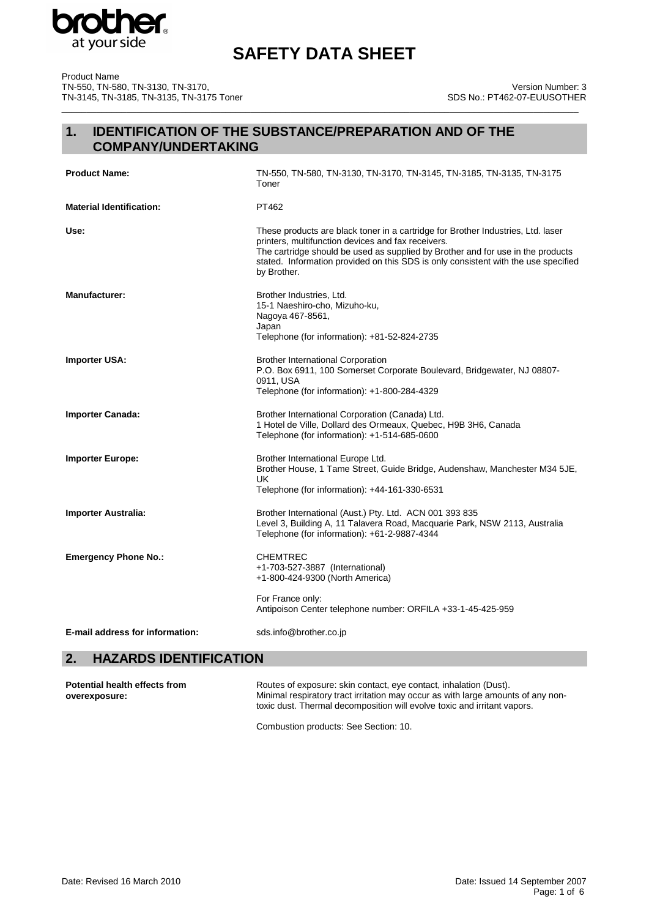# SAFETY DATA SHEET

Product Name
TN-550, TN-580, TN-3130, TN-3170,
TN-3145, TN-3185, TN-3135, TN-3175 Toner

Version Number: 3
SDS No.: PT462-07-EUUSOTHER

## 1. IDENTIFICATION OF THE SUBSTANCE/PREPARATION AND OF THE COMPANY/UNDERTAKING

**Product Name:** TN-550, TN-580, TN-3130, TN-3170, TN-3145, TN-3185, TN-3135, TN-3175 Toner

**Material Identification:** PT462

**Use:** These products are black toner in a cartridge for Brother Industries, Ltd. laser printers, multifunction devices and fax receivers.
The cartridge should be used as supplied by Brother and for use in the products stated. Information provided on this SDS is only consistent with the use specified by Brother.

**Manufacturer:** Brother Industries, Ltd.
15-1 Naeshiro-cho, Mizuho-ku,
Nagoya 467-8561,
Japan
Telephone (for information): +81-52-824-2735

**Importer USA:** Brother International Corporation
P.O. Box 6911, 100 Somerset Corporate Boulevard, Bridgewater, NJ 08807-0911, USA
Telephone (for information): +1-800-284-4329

**Importer Canada:** Brother International Corporation (Canada) Ltd.
1 Hotel de Ville, Dollard des Ormeaux, Quebec, H9B 3H6, Canada
Telephone (for information): +1-514-685-0600

**Importer Europe:** Brother International Europe Ltd.
Brother House, 1 Tame Street, Guide Bridge, Audenshaw, Manchester M34 5JE, UK
Telephone (for information): +44-161-330-6531

**Importer Australia:** Brother International (Aust.) Pty. Ltd. ACN 001 393 835
Level 3, Building A, 11 Talavera Road, Macquarie Park, NSW 2113, Australia
Telephone (for information): +61-2-9887-4344

**Emergency Phone No.:** CHEMTREC
+1-703-527-3887 (International)
+1-800-424-9300 (North America)

For France only:
Antipoison Center telephone number: ORFILA +33-1-45-425-959

**E-mail address for information:** sds.info@brother.co.jp

## 2. HAZARDS IDENTIFICATION

**Potential health effects from overexposure:** Routes of exposure: skin contact, eye contact, inhalation (Dust).
Minimal respiratory tract irritation may occur as with large amounts of any non-toxic dust. Thermal decomposition will evolve toxic and irritant vapors.

Combustion products: See Section: 10.

Date: Revised 16 March 2010

Date: Issued 14 September 2007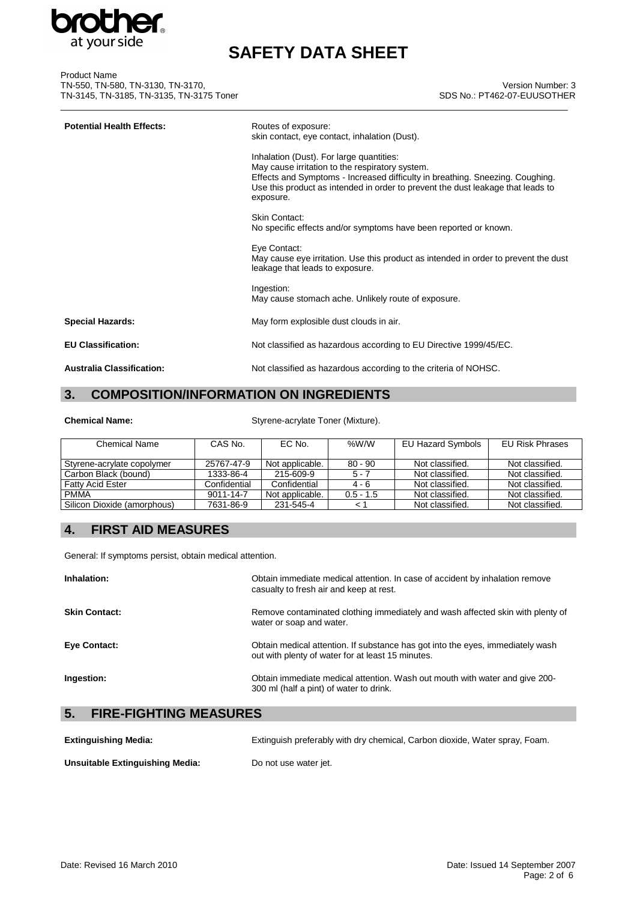**Potential Health Effects:**

Routes of exposure:
skin contact, eye contact, inhalation (Dust).

Inhalation (Dust). For large quantities:
May cause irritation to the respiratory system.
Effects and Symptoms - Increased difficulty in breathing. Sneezing. Coughing.
Use this product as intended in order to prevent the dust leakage that leads to exposure.

Skin Contact:
No specific effects and/or symptoms have been reported or known.

Eye Contact:
May cause eye irritation. Use this product as intended in order to prevent the dust leakage that leads to exposure.

Ingestion:
May cause stomach ache. Unlikely route of exposure.

**Special Hazards:** May form explosible dust clouds in air.

**EU Classification:** Not classified as hazardous according to EU Directive 1999/45/EC.

**Australia Classification:** Not classified as hazardous according to the criteria of NOHSC.

## 3. COMPOSITION/INFORMATION ON INGREDIENTS

**Chemical Name:** Styrene-acrylate Toner (Mixture).

| Chemical Name | CAS No. | EC No. | %W/W | EU Hazard Symbols | EU Risk Phrases |
|---|---|---|---|---|---|
| Styrene-acrylate copolymer | 25767-47-9 | Not applicable. | 80 - 90 | Not classified. | Not classified. |
| Carbon Black (bound) | 1333-86-4 | 215-609-9 | 5 - 7 | Not classified. | Not classified. |
| Fatty Acid Ester | Confidential | Confidential | 4 - 6 | Not classified. | Not classified. |
| PMMA | 9011-14-7 | Not applicable. | 0.5 - 1.5 | Not classified. | Not classified. |
| Silicon Dioxide (amorphous) | 7631-86-9 | 231-545-4 | < 1 | Not classified. | Not classified. |

## 4. FIRST AID MEASURES

General: If symptoms persist, obtain medical attention.

**Inhalation:** Obtain immediate medical attention. In case of accident by inhalation remove casualty to fresh air and keep at rest.

**Skin Contact:** Remove contaminated clothing immediately and wash affected skin with plenty of water or soap and water.

**Eye Contact:** Obtain medical attention. If substance has got into the eyes, immediately wash out with plenty of water for at least 15 minutes.

**Ingestion:** Obtain immediate medical attention. Wash out mouth with water and give 200-300 ml (half a pint) of water to drink.

## 5. FIRE-FIGHTING MEASURES

**Extinguishing Media:** Extinguish preferably with dry chemical, Carbon dioxide, Water spray, Foam.

**Unsuitable Extinguishing Media:** Do not use water jet.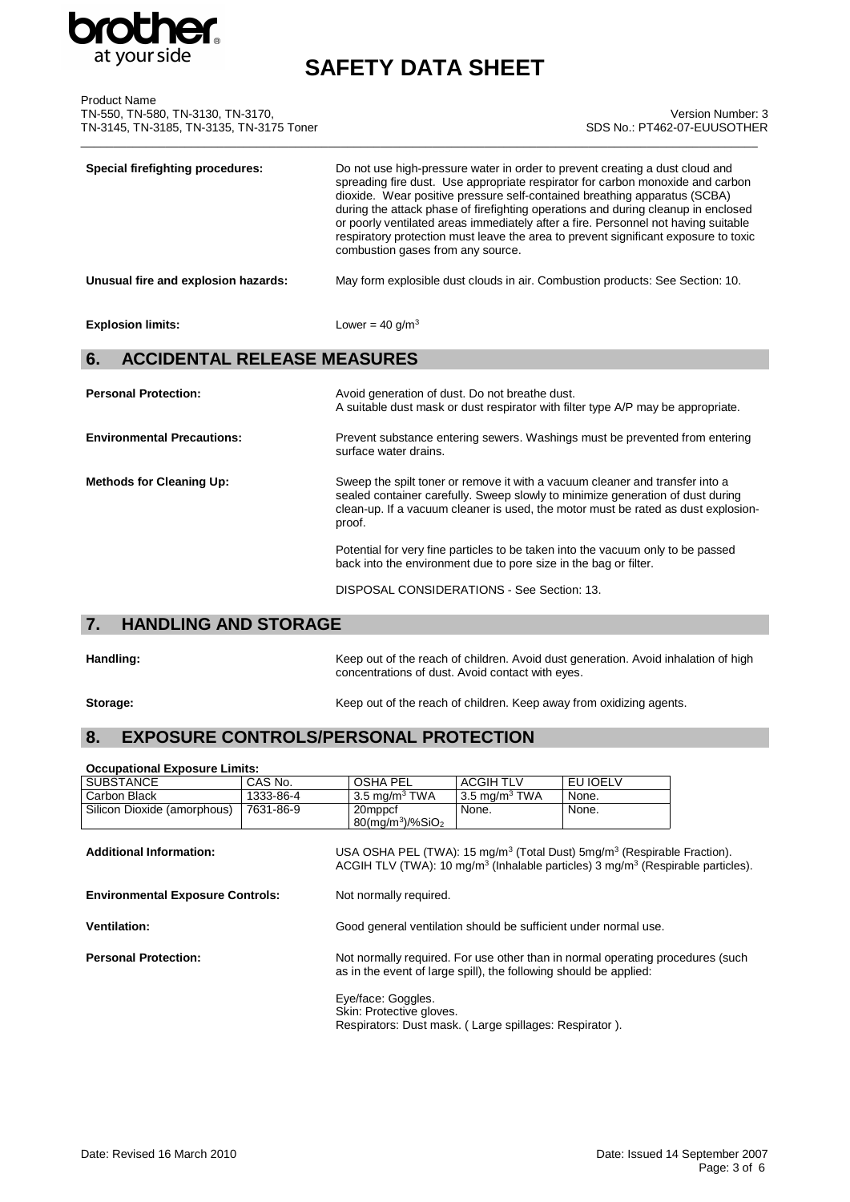**Special firefighting procedures:** Do not use high-pressure water in order to prevent creating a dust cloud and spreading fire dust. Use appropriate respirator for carbon monoxide and carbon dioxide. Wear positive pressure self-contained breathing apparatus (SCBA) during the attack phase of firefighting operations and during cleanup in enclosed or poorly ventilated areas immediately after a fire. Personnel not having suitable respiratory protection must leave the area to prevent significant exposure to toxic combustion gases from any source.

**Unusual fire and explosion hazards:** May form explosible dust clouds in air. Combustion products: See Section: 10.

**Explosion limits:** Lower = 40 g/m$^3$

## 6. ACCIDENTAL RELEASE MEASURES

**Personal Protection:** Avoid generation of dust. Do not breathe dust. A suitable dust mask or dust respirator with filter type A/P may be appropriate.

**Environmental Precautions:** Prevent substance entering sewers. Washings must be prevented from entering surface water drains.

**Methods for Cleaning Up:** Sweep the spilt toner or remove it with a vacuum cleaner and transfer into a sealed container carefully. Sweep slowly to minimize generation of dust during clean-up. If a vacuum cleaner is used, the motor must be rated as dust explosion-proof.

Potential for very fine particles to be taken into the vacuum only to be passed back into the environment due to pore size in the bag or filter.

DISPOSAL CONSIDERATIONS - See Section: 13.

## 7. HANDLING AND STORAGE

**Handling:** Keep out of the reach of children. Avoid dust generation. Avoid inhalation of high concentrations of dust. Avoid contact with eyes.

**Storage:** Keep out of the reach of children. Keep away from oxidizing agents.

## 8. EXPOSURE CONTROLS/PERSONAL PROTECTION

**Occupational Exposure Limits:**

| SUBSTANCE | CAS No. | OSHA PEL | ACGIH TLV | EU IOELV |
|---|---|---|---|---|
| Carbon Black | 1333-86-4 | 3.5 mg/m$^3$ TWA | 3.5 mg/m$^3$ TWA | None. |
| Silicon Dioxide (amorphous) | 7631-86-9 | 20mppcf 80(mg/m$^3$)/%$SiO_2$ | None. | None. |

**Additional Information:** USA OSHA PEL (TWA): 15 mg/m$^3$ (Total Dust) 5mg/m$^3$ (Respirable Fraction). ACGIH TLV (TWA): 10 mg/m$^3$ (Inhalable particles) 3 mg/m$^3$ (Respirable particles).

**Environmental Exposure Controls:** Not normally required.

**Ventilation:** Good general ventilation should be sufficient under normal use.

**Personal Protection:** Not normally required. For use other than in normal operating procedures (such as in the event of large spill), the following should be applied:

Eye/face: Goggles.
Skin: Protective gloves.
Respirators: Dust mask. ( Large spillages: Respirator ).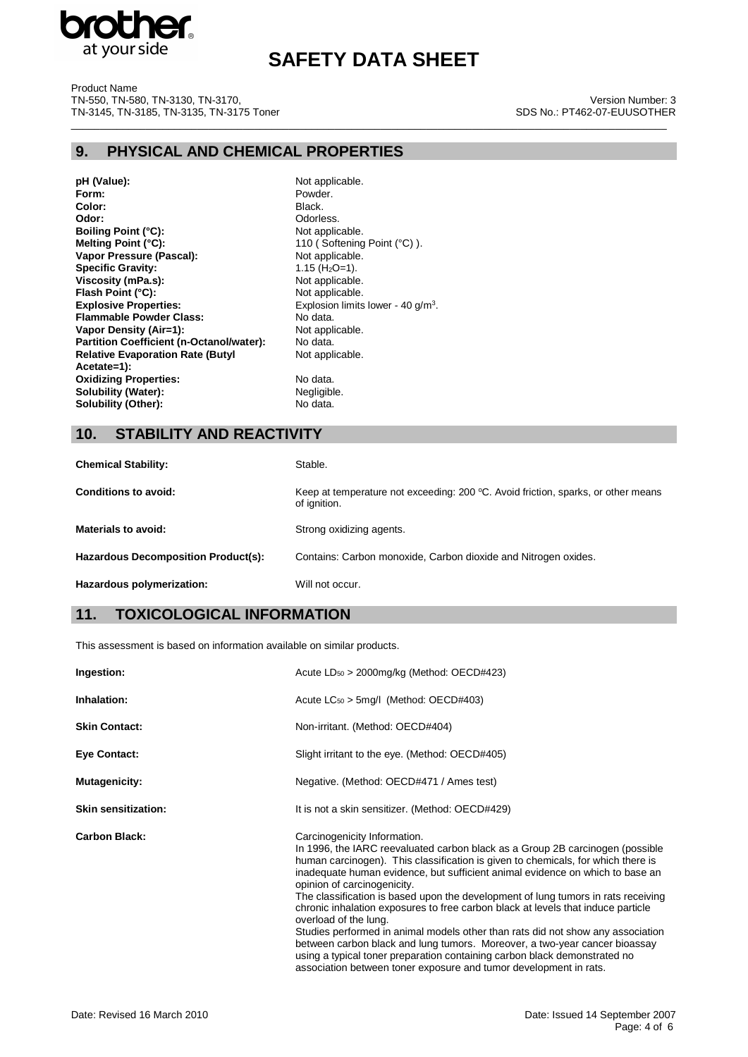## 9. PHYSICAL AND CHEMICAL PROPERTIES

| | |
|---|---|
| **pH (Value):** | Not applicable. |
| **Form:** | Powder. |
| **Color:** | Black. |
| **Odor:** | Odorless. |
| **Boiling Point (°C):** | Not applicable. |
| **Melting Point (°C):** | 110 ( Softening Point (°C) ). |
| **Vapor Pressure (Pascal):** | Not applicable. |
| **Specific Gravity:** | 1.15 ($H_2O$=1). |
| **Viscosity (mPa.s):** | Not applicable. |
| **Flash Point (°C):** | Not applicable. |
| **Explosive Properties:** | Explosion limits lower - 40 g/m$^3$. |
| **Flammable Powder Class:** | No data. |
| **Vapor Density (Air=1):** | Not applicable. |
| **Partition Coefficient (n-Octanol/water):** | No data. |
| **Relative Evaporation Rate (Butyl Acetate=1):** | Not applicable. |
| **Oxidizing Properties:** | No data. |
| **Solubility (Water):** | Negligible. |
| **Solubility (Other):** | No data. |

## 10. STABILITY AND REACTIVITY

| | |
|---|---|
| **Chemical Stability:** | Stable. |
| **Conditions to avoid:** | Keep at temperature not exceeding: 200 ºC. Avoid friction, sparks, or other means of ignition. |
| **Materials to avoid:** | Strong oxidizing agents. |
| **Hazardous Decomposition Product(s):** | Contains: Carbon monoxide, Carbon dioxide and Nitrogen oxides. |
| **Hazardous polymerization:** | Will not occur. |

## 11. TOXICOLOGICAL INFORMATION

This assessment is based on information available on similar products.

| | |
|---|---|
| **Ingestion:** | Acute $LD_{50}$ > 2000mg/kg (Method: OECD#423) |
| **Inhalation:** | Acute $LC_{50}$ > 5mg/l (Method: OECD#403) |
| **Skin Contact:** | Non-irritant. (Method: OECD#404) |
| **Eye Contact:** | Slight irritant to the eye. (Method: OECD#405) |
| **Mutagenicity:** | Negative. (Method: OECD#471 / Ames test) |
| **Skin sensitization:** | It is not a skin sensitizer. (Method: OECD#429) |
| **Carbon Black:** | Carcinogenicity Information.<br>In 1996, the IARC reevaluated carbon black as a Group 2B carcinogen (possible human carcinogen). This classification is given to chemicals, for which there is inadequate human evidence, but sufficient animal evidence on which to base an opinion of carcinogenicity.<br>The classification is based upon the development of lung tumors in rats receiving chronic inhalation exposures to free carbon black at levels that induce particle overload of the lung.<br>Studies performed in animal models other than rats did not show any association between carbon black and lung tumors. Moreover, a two-year cancer bioassay using a typical toner preparation containing carbon black demonstrated no association between toner exposure and tumor development in rats. |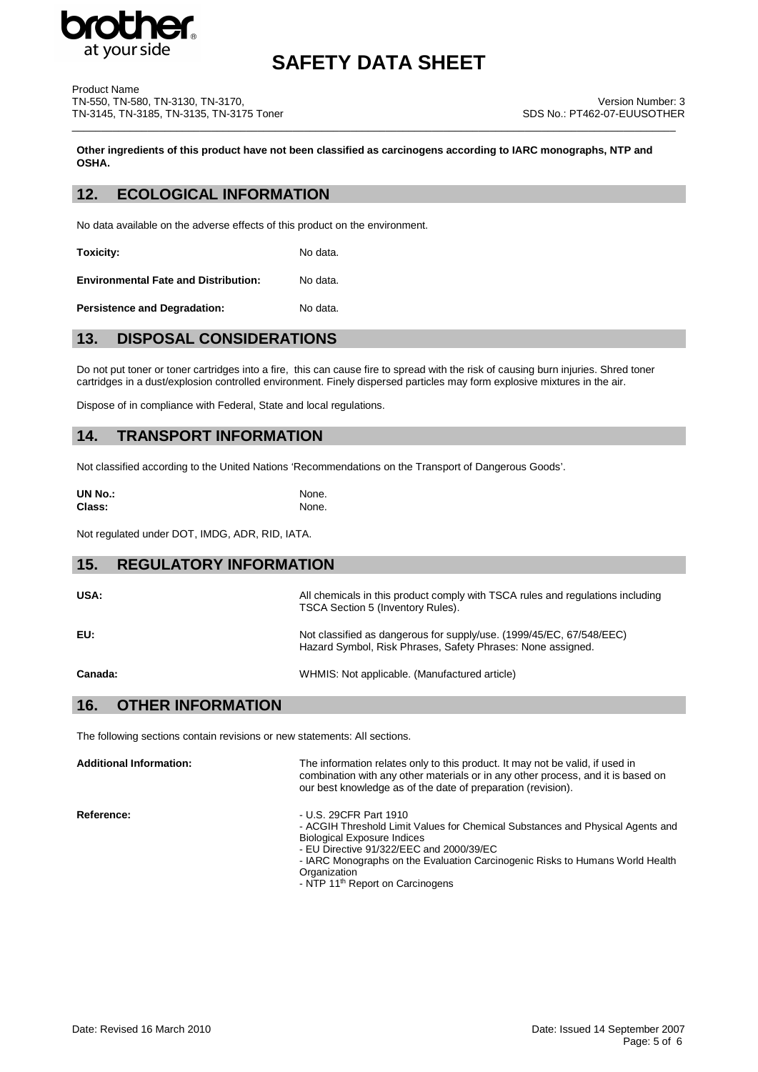**Other ingredients of this product have not been classified as carcinogens according to IARC monographs, NTP and OSHA.**

## 12. ECOLOGICAL INFORMATION

No data available on the adverse effects of this product on the environment.

**Toxicity:** No data.

**Environmental Fate and Distribution:** No data.

**Persistence and Degradation:** No data.

## 13. DISPOSAL CONSIDERATIONS

Do not put toner or toner cartridges into a fire, this can cause fire to spread with the risk of causing burn injuries. Shred toner cartridges in a dust/explosion controlled environment. Finely dispersed particles may form explosive mixtures in the air.

Dispose of in compliance with Federal, State and local regulations.

## 14. TRANSPORT INFORMATION

Not classified according to the United Nations 'Recommendations on the Transport of Dangerous Goods'.

**UN No.:** None.
**Class:** None.

Not regulated under DOT, IMDG, ADR, RID, IATA.

## 15. REGULATORY INFORMATION

**USA:** All chemicals in this product comply with TSCA rules and regulations including TSCA Section 5 (Inventory Rules).

**EU:** Not classified as dangerous for supply/use. (1999/45/EC, 67/548/EEC) Hazard Symbol, Risk Phrases, Safety Phrases: None assigned.

**Canada:** WHMIS: Not applicable. (Manufactured article)

## 16. OTHER INFORMATION

The following sections contain revisions or new statements: All sections.

**Additional Information:** The information relates only to this product. It may not be valid, if used in combination with any other materials or in any other process, and it is based on our best knowledge as of the date of preparation (revision).

**Reference:**
- U.S. 29CFR Part 1910
- ACGIH Threshold Limit Values for Chemical Substances and Physical Agents and Biological Exposure Indices
- EU Directive 91/322/EEC and 2000/39/EC
- IARC Monographs on the Evaluation Carcinogenic Risks to Humans World Health Organization
- NTP 11th Report on Carcinogens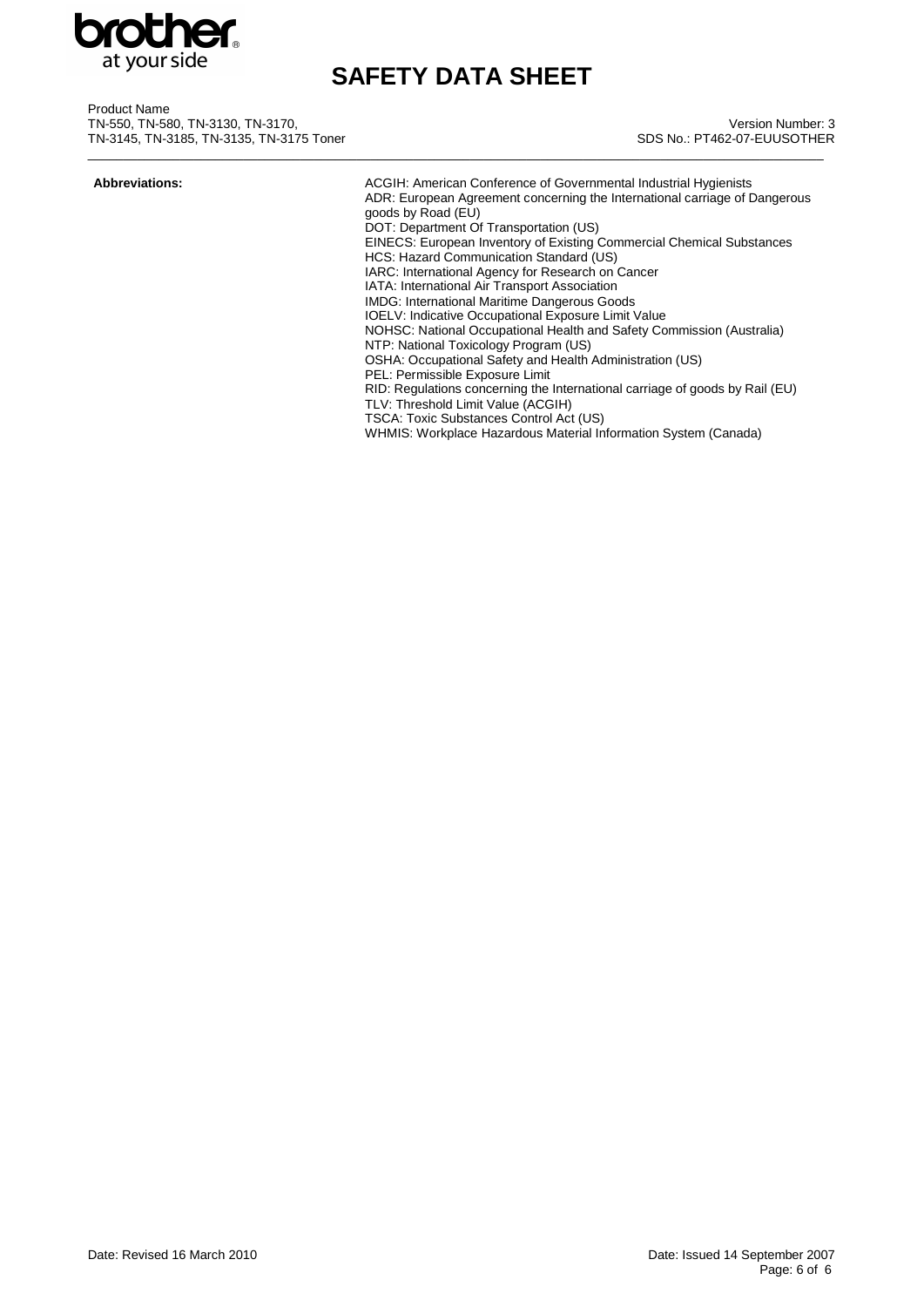**Abbreviations:**

ACGIH: American Conference of Governmental Industrial Hygienists
ADR: European Agreement concerning the International carriage of Dangerous goods by Road (EU)
DOT: Department Of Transportation (US)
EINECS: European Inventory of Existing Commercial Chemical Substances
HCS: Hazard Communication Standard (US)
IARC: International Agency for Research on Cancer
IATA: International Air Transport Association
IMDG: International Maritime Dangerous Goods
IOELV: Indicative Occupational Exposure Limit Value
NOHSC: National Occupational Health and Safety Commission (Australia)
NTP: National Toxicology Program (US)
OSHA: Occupational Safety and Health Administration (US)
PEL: Permissible Exposure Limit
RID: Regulations concerning the International carriage of goods by Rail (EU)
TLV: Threshold Limit Value (ACGIH)
TSCA: Toxic Substances Control Act (US)
WHMIS: Workplace Hazardous Material Information System (Canada)